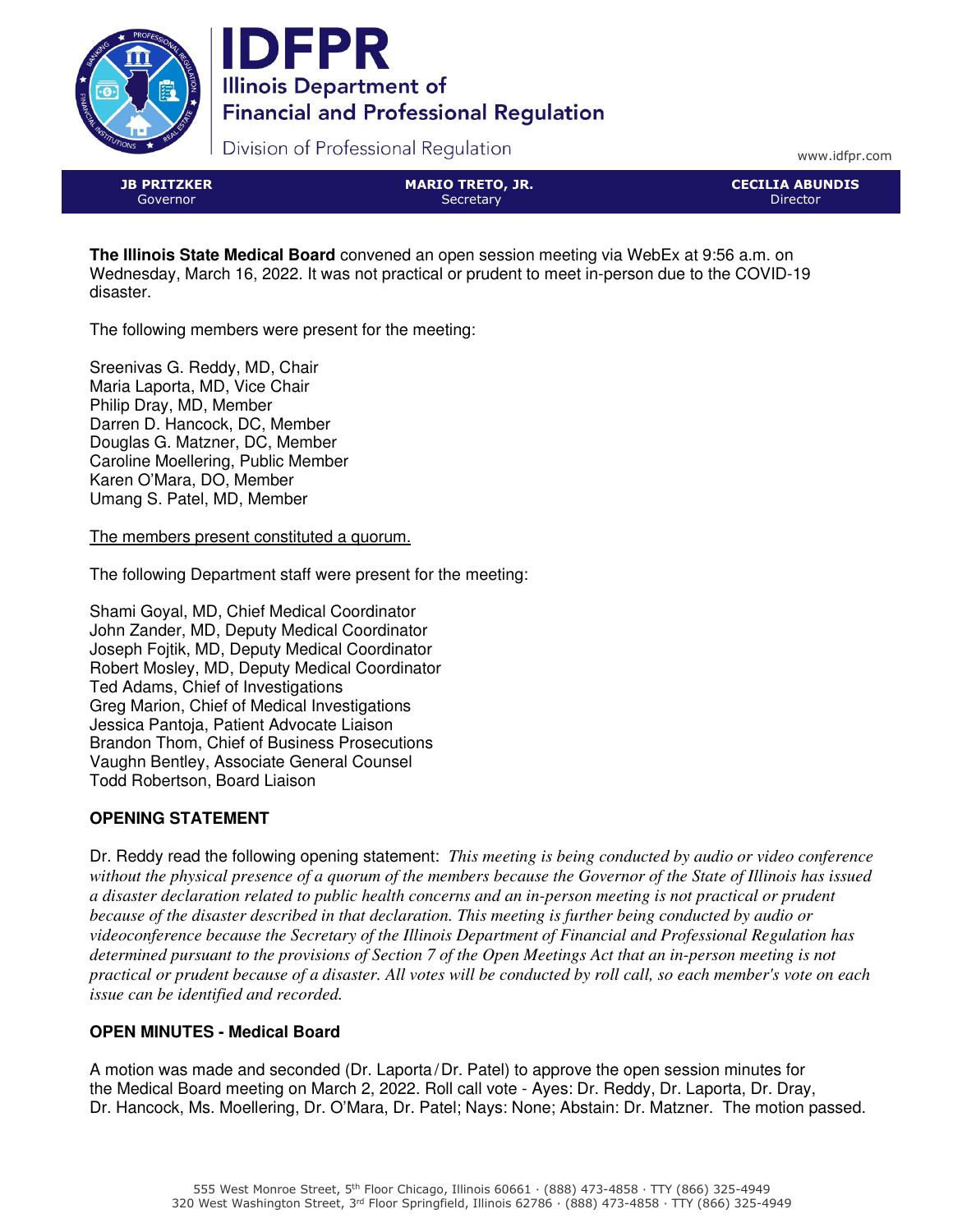# IDFPR

Illinois Department of Financial and Professional Regulation

Division of Professional Regulation

www.idfpr.com

| JB PRITZKER | MARIO TRETO, JR. | CECILIA ABUNDIS |
|---|---|---|
| Governor | Secretary | Director |

**The Illinois State Medical Board** convened an open session meeting via WebEx at 9:56 a.m. on Wednesday, March 16, 2022. It was not practical or prudent to meet in-person due to the COVID-19 disaster.

The following members were present for the meeting:

Sreenivas G. Reddy, MD, Chair
Maria Laporta, MD, Vice Chair
Philip Dray, MD, Member
Darren D. Hancock, DC, Member
Douglas G. Matzner, DC, Member
Caroline Moellering, Public Member
Karen O'Mara, DO, Member
Umang S. Patel, MD, Member

<u>The members present constituted a quorum.</u>

The following Department staff were present for the meeting:

Shami Goyal, MD, Chief Medical Coordinator
John Zander, MD, Deputy Medical Coordinator
Joseph Fojtik, MD, Deputy Medical Coordinator
Robert Mosley, MD, Deputy Medical Coordinator
Ted Adams, Chief of Investigations
Greg Marion, Chief of Medical Investigations
Jessica Pantoja, Patient Advocate Liaison
Brandon Thom, Chief of Business Prosecutions
Vaughn Bentley, Associate General Counsel
Todd Robertson, Board Liaison

## OPENING STATEMENT

Dr. Reddy read the following opening statement: *This meeting is being conducted by audio or video conference without the physical presence of a quorum of the members because the Governor of the State of Illinois has issued a disaster declaration related to public health concerns and an in-person meeting is not practical or prudent because of the disaster described in that declaration. This meeting is further being conducted by audio or videoconference because the Secretary of the Illinois Department of Financial and Professional Regulation has determined pursuant to the provisions of Section 7 of the Open Meetings Act that an in-person meeting is not practical or prudent because of a disaster. All votes will be conducted by roll call, so each member's vote on each issue can be identified and recorded.*

## OPEN MINUTES - Medical Board

A motion was made and seconded (Dr. Laporta / Dr. Patel) to approve the open session minutes for the Medical Board meeting on March 2, 2022. Roll call vote - Ayes: Dr. Reddy, Dr. Laporta, Dr. Dray, Dr. Hancock, Ms. Moellering, Dr. O'Mara, Dr. Patel; Nays: None; Abstain: Dr. Matzner. The motion passed.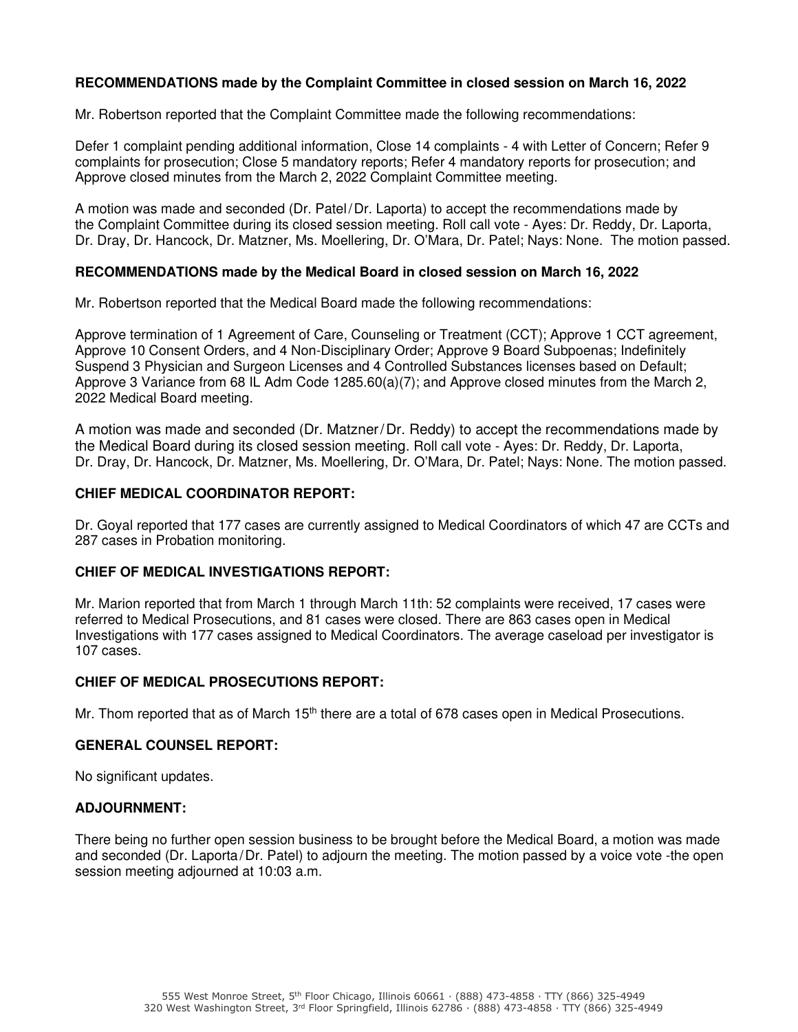**RECOMMENDATIONS made by the Complaint Committee in closed session on March 16, 2022**

Mr. Robertson reported that the Complaint Committee made the following recommendations:

Defer 1 complaint pending additional information, Close 14 complaints - 4 with Letter of Concern; Refer 9 complaints for prosecution; Close 5 mandatory reports; Refer 4 mandatory reports for prosecution; and Approve closed minutes from the March 2, 2022 Complaint Committee meeting.

A motion was made and seconded (Dr. Patel / Dr. Laporta) to accept the recommendations made by the Complaint Committee during its closed session meeting. Roll call vote - Ayes: Dr. Reddy, Dr. Laporta, Dr. Dray, Dr. Hancock, Dr. Matzner, Ms. Moellering, Dr. O'Mara, Dr. Patel; Nays: None. The motion passed.

**RECOMMENDATIONS made by the Medical Board in closed session on March 16, 2022**

Mr. Robertson reported that the Medical Board made the following recommendations:

Approve termination of 1 Agreement of Care, Counseling or Treatment (CCT); Approve 1 CCT agreement, Approve 10 Consent Orders, and 4 Non-Disciplinary Order; Approve 9 Board Subpoenas; Indefinitely Suspend 3 Physician and Surgeon Licenses and 4 Controlled Substances licenses based on Default; Approve 3 Variance from 68 IL Adm Code 1285.60(a)(7); and Approve closed minutes from the March 2, 2022 Medical Board meeting.

A motion was made and seconded (Dr. Matzner / Dr. Reddy) to accept the recommendations made by the Medical Board during its closed session meeting. Roll call vote - Ayes: Dr. Reddy, Dr. Laporta, Dr. Dray, Dr. Hancock, Dr. Matzner, Ms. Moellering, Dr. O'Mara, Dr. Patel; Nays: None. The motion passed.

**CHIEF MEDICAL COORDINATOR REPORT:**

Dr. Goyal reported that 177 cases are currently assigned to Medical Coordinators of which 47 are CCTs and 287 cases in Probation monitoring.

**CHIEF OF MEDICAL INVESTIGATIONS REPORT:**

Mr. Marion reported that from March 1 through March 11th: 52 complaints were received, 17 cases were referred to Medical Prosecutions, and 81 cases were closed. There are 863 cases open in Medical Investigations with 177 cases assigned to Medical Coordinators. The average caseload per investigator is 107 cases.

**CHIEF OF MEDICAL PROSECUTIONS REPORT:**

Mr. Thom reported that as of March 15th there are a total of 678 cases open in Medical Prosecutions.

**GENERAL COUNSEL REPORT:**

No significant updates.

**ADJOURNMENT:**

There being no further open session business to be brought before the Medical Board, a motion was made and seconded (Dr. Laporta / Dr. Patel) to adjourn the meeting. The motion passed by a voice vote -the open session meeting adjourned at 10:03 a.m.

555 West Monroe Street, 5th Floor Chicago, Illinois 60661 · (888) 473-4858 · TTY (866) 325-4949
320 West Washington Street, 3rd Floor Springfield, Illinois 62786 · (888) 473-4858 · TTY (866) 325-4949